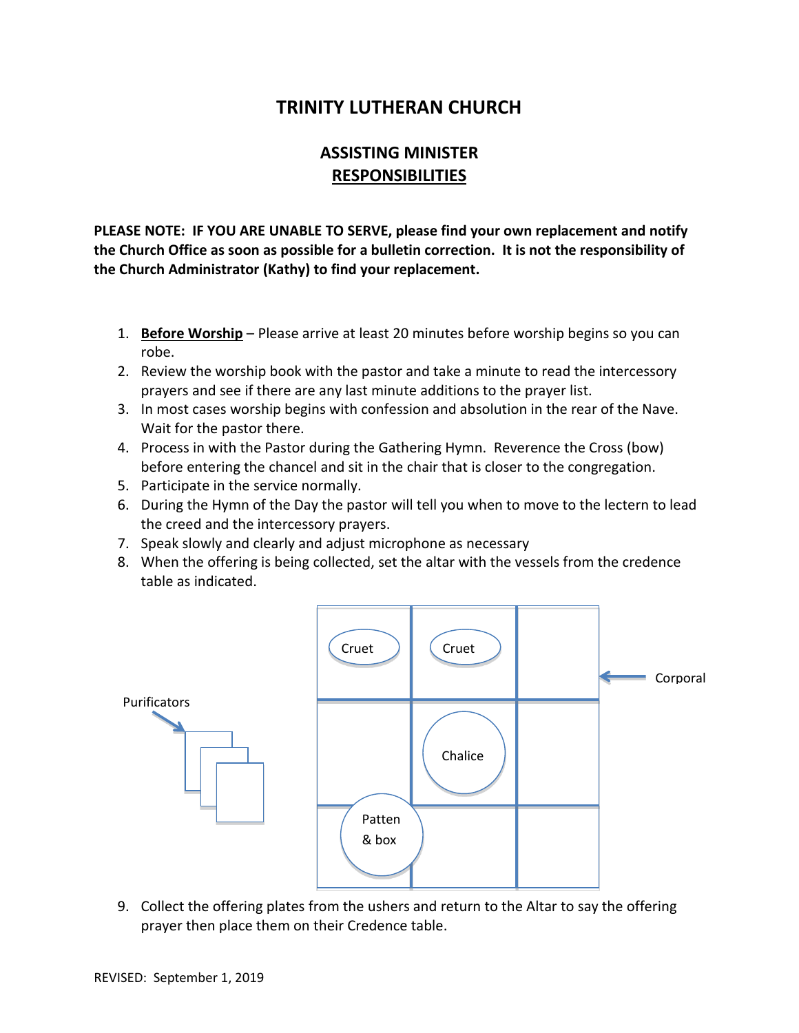# TRINITY LUTHERAN CHURCH

## ASSISTING MINISTER
## RESPONSIBILITIES

**PLEASE NOTE: IF YOU ARE UNABLE TO SERVE, please find your own replacement and notify the Church Office as soon as possible for a bulletin correction. It is not the responsibility of the Church Administrator (Kathy) to find your replacement.**

1. **Before Worship** – Please arrive at least 20 minutes before worship begins so you can robe.
2. Review the worship book with the pastor and take a minute to read the intercessory prayers and see if there are any last minute additions to the prayer list.
3. In most cases worship begins with confession and absolution in the rear of the Nave. Wait for the pastor there.
4. Process in with the Pastor during the Gathering Hymn. Reverence the Cross (bow) before entering the chancel and sit in the chair that is closer to the congregation.
5. Participate in the service normally.
6. During the Hymn of the Day the pastor will tell you when to move to the lectern to lead the creed and the intercessory prayers.
7. Speak slowly and clearly and adjust microphone as necessary
8. When the offering is being collected, set the altar with the vessels from the credence table as indicated.

Purificators

| Cruet | Cruet | |
|---|---|---|
| | Chalice | |
| Patten & box | | |

Corporal

9. Collect the offering plates from the ushers and return to the Altar to say the offering prayer then place them on their Credence table.

REVISED: September 1, 2019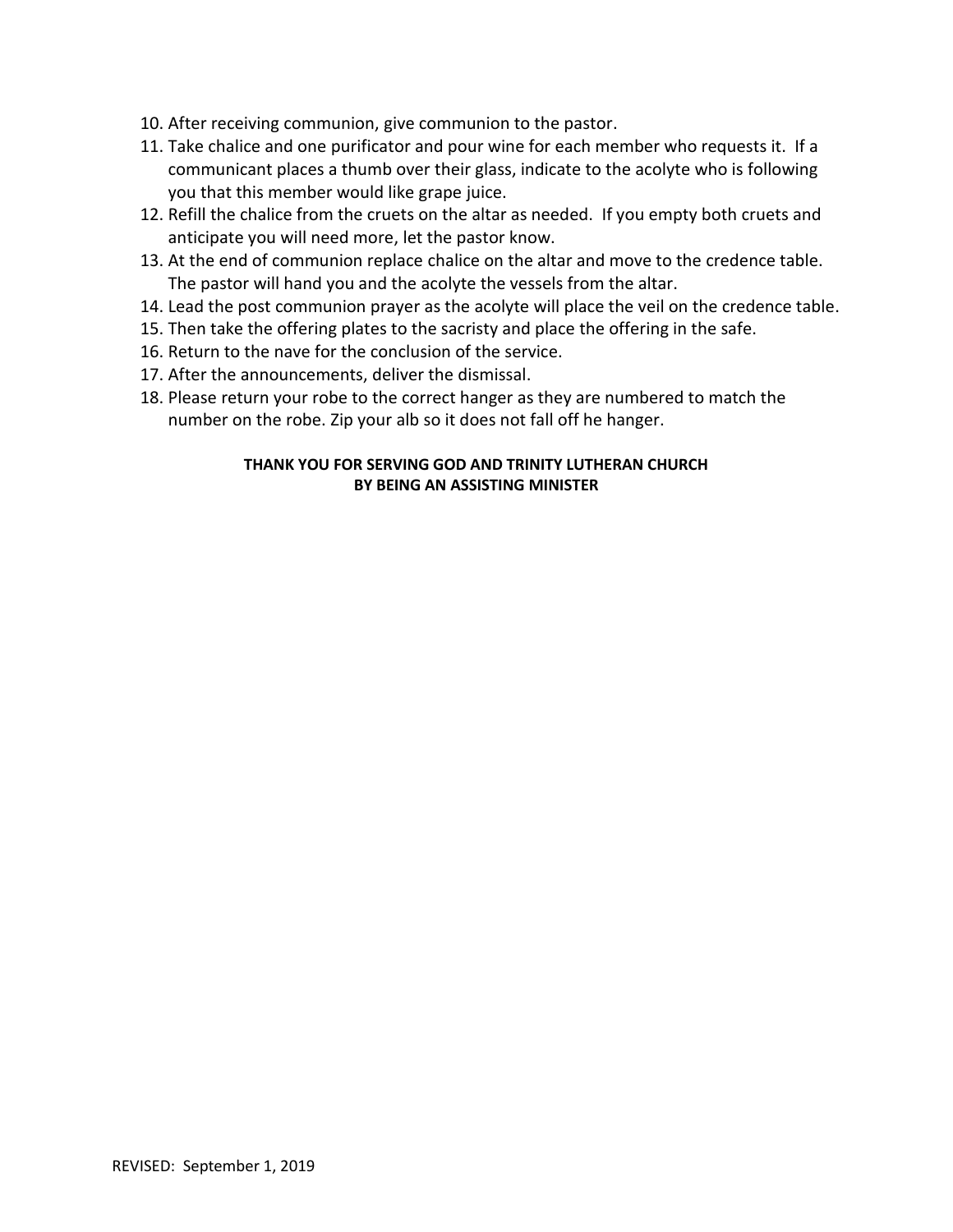10. After receiving communion, give communion to the pastor.
11. Take chalice and one purificator and pour wine for each member who requests it. If a communicant places a thumb over their glass, indicate to the acolyte who is following you that this member would like grape juice.
12. Refill the chalice from the cruets on the altar as needed. If you empty both cruets and anticipate you will need more, let the pastor know.
13. At the end of communion replace chalice on the altar and move to the credence table. The pastor will hand you and the acolyte the vessels from the altar.
14. Lead the post communion prayer as the acolyte will place the veil on the credence table.
15. Then take the offering plates to the sacristy and place the offering in the safe.
16. Return to the nave for the conclusion of the service.
17. After the announcements, deliver the dismissal.
18. Please return your robe to the correct hanger as they are numbered to match the number on the robe. Zip your alb so it does not fall off he hanger.

**THANK YOU FOR SERVING GOD AND TRINITY LUTHERAN CHURCH BY BEING AN ASSISTING MINISTER**

REVISED: September 1, 2019